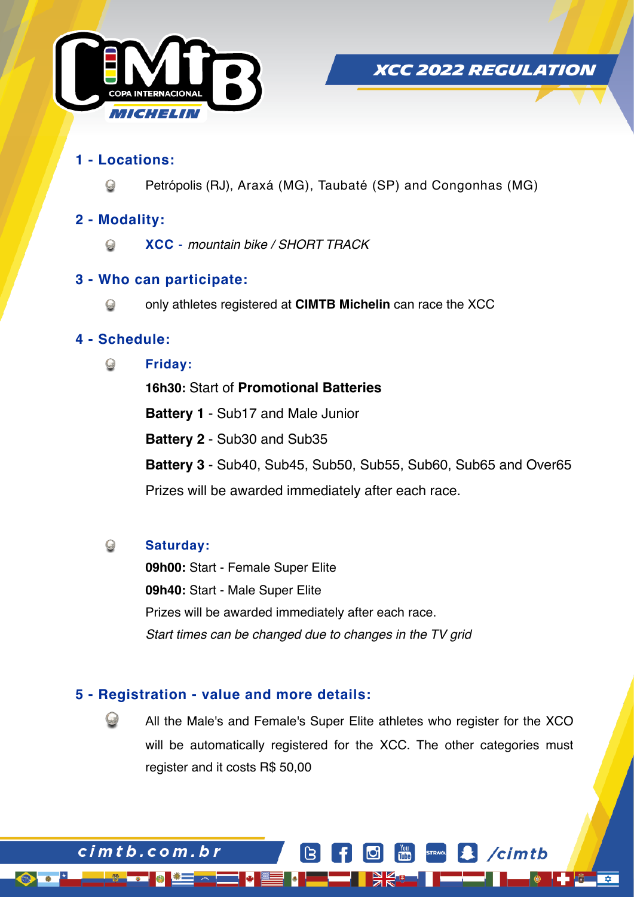# XCC 2022 REGULATION

## 1 - Locations:

- Petrópolis (RJ), Araxá (MG), Taubaté (SP) and Congonhas (MG)

## 2 - Modality:

- **XCC** - *mountain bike / SHORT TRACK*

## 3 - Who can participate:

- only athletes registered at **CIMTB Michelin** can race the XCC

## 4 - Schedule:

- **Friday:**

  **16h30:** Start of **Promotional Batteries**

  **Battery 1** - Sub17 and Male Junior

  **Battery 2** - Sub30 and Sub35

  **Battery 3** - Sub40, Sub45, Sub50, Sub55, Sub60, Sub65 and Over65

  Prizes will be awarded immediately after each race.

- **Saturday:**

  **09h00:** Start - Female Super Elite

  **09h40:** Start - Male Super Elite

  Prizes will be awarded immediately after each race.

  *Start times can be changed due to changes in the TV grid*

## 5 - Registration - value and more details:

- All the Male's and Female's Super Elite athletes who register for the XCO will be automatically registered for the XCC. The other categories must register and it costs R$ 50,00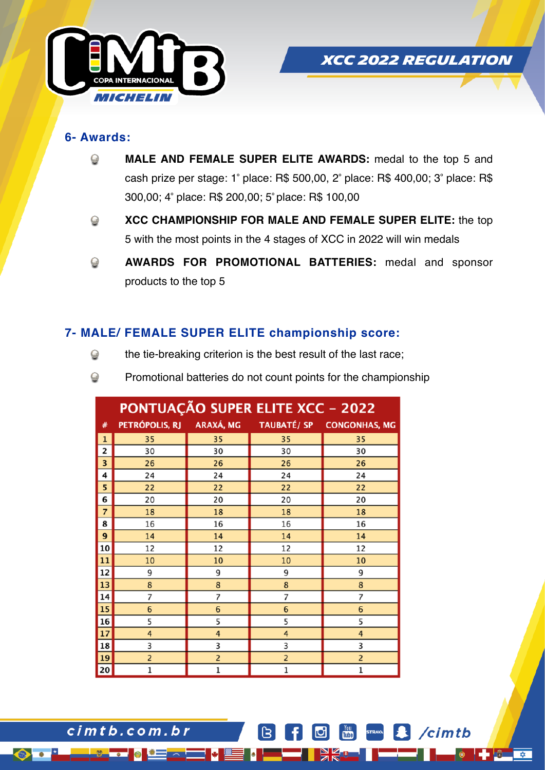## 6- Awards:

- **MALE AND FEMALE SUPER ELITE AWARDS:** medal to the top 5 and cash prize per stage: 1° place: R$ 500,00, 2° place: R$ 400,00; 3° place: R$ 300,00; 4° place: R$ 200,00; 5° place: R$ 100,00
- **XCC CHAMPIONSHIP FOR MALE AND FEMALE SUPER ELITE:** the top 5 with the most points in the 4 stages of XCC in 2022 will win medals
- **AWARDS FOR PROMOTIONAL BATTERIES:** medal and sponsor products to the top 5

## 7- MALE/ FEMALE SUPER ELITE championship score:

- the tie-breaking criterion is the best result of the last race;
- Promotional batteries do not count points for the championship

| PONTUAÇÃO SUPER ELITE XCC - 2022 | | | | |
|---|---|---|---|---|
| # | PETRÓPOLIS, RJ | ARAXÁ, MG | TAUBATÉ/ SP | CONGONHAS, MG |
| 1 | 35 | 35 | 35 | 35 |
| 2 | 30 | 30 | 30 | 30 |
| 3 | 26 | 26 | 26 | 26 |
| 4 | 24 | 24 | 24 | 24 |
| 5 | 22 | 22 | 22 | 22 |
| 6 | 20 | 20 | 20 | 20 |
| 7 | 18 | 18 | 18 | 18 |
| 8 | 16 | 16 | 16 | 16 |
| 9 | 14 | 14 | 14 | 14 |
| 10 | 12 | 12 | 12 | 12 |
| 11 | 10 | 10 | 10 | 10 |
| 12 | 9 | 9 | 9 | 9 |
| 13 | 8 | 8 | 8 | 8 |
| 14 | 7 | 7 | 7 | 7 |
| 15 | 6 | 6 | 6 | 6 |
| 16 | 5 | 5 | 5 | 5 |
| 17 | 4 | 4 | 4 | 4 |
| 18 | 3 | 3 | 3 | 3 |
| 19 | 2 | 2 | 2 | 2 |
| 20 | 1 | 1 | 1 | 1 |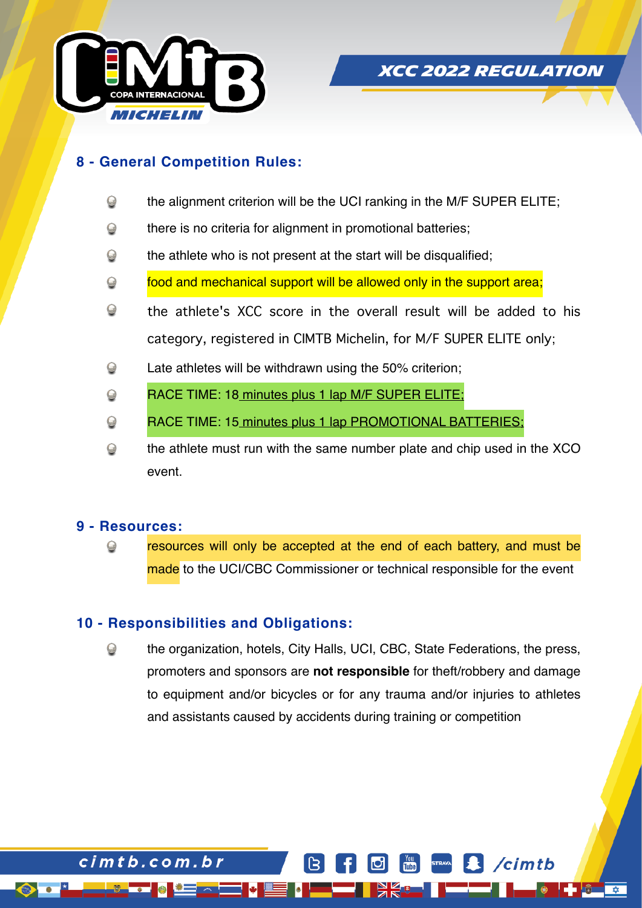## 8 - General Competition Rules:

- the alignment criterion will be the UCI ranking in the M/F SUPER ELITE;
- there is no criteria for alignment in promotional batteries;
- the athlete who is not present at the start will be disqualified;
- food and mechanical support will be allowed only in the support area;
- the athlete's XCC score in the overall result will be added to his category, registered in CIMTB Michelin, for M/F SUPER ELITE only;
- Late athletes will be withdrawn using the 50% criterion;
- RACE TIME: 18 minutes plus 1 lap M/F SUPER ELITE;
- RACE TIME: 15 minutes plus 1 lap PROMOTIONAL BATTERIES;
- the athlete must run with the same number plate and chip used in the XCO event.

## 9 - Resources:

- resources will only be accepted at the end of each battery, and must be made to the UCI/CBC Commissioner or technical responsible for the event

## 10 - Responsibilities and Obligations:

- the organization, hotels, City Halls, UCI, CBC, State Federations, the press, promoters and sponsors are **not responsible** for theft/robbery and damage to equipment and/or bicycles or for any trauma and/or injuries to athletes and assistants caused by accidents during training or competition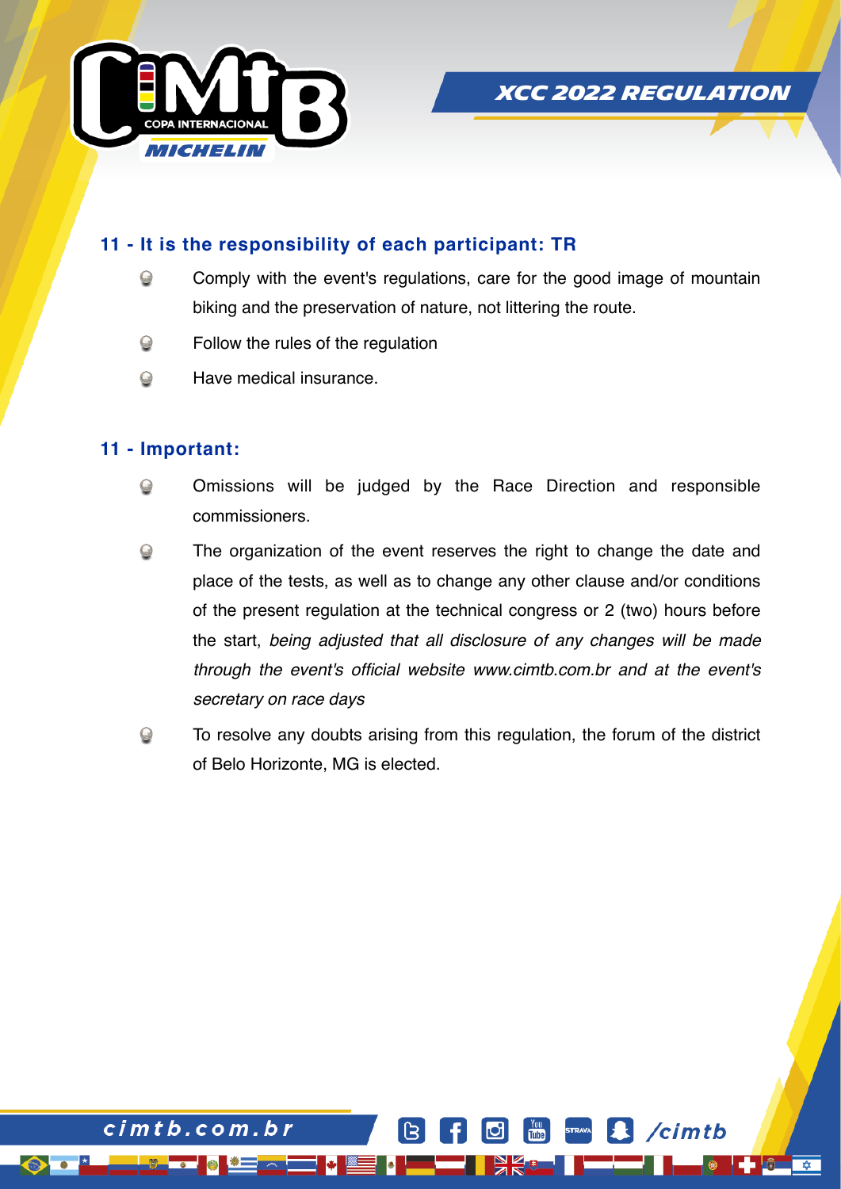## 11 - It is the responsibility of each participant: TR

- Comply with the event's regulations, care for the good image of mountain biking and the preservation of nature, not littering the route.
- Follow the rules of the regulation
- Have medical insurance.

## 11 - Important:

- Omissions will be judged by the Race Direction and responsible commissioners.
- The organization of the event reserves the right to change the date and place of the tests, as well as to change any other clause and/or conditions of the present regulation at the technical congress or 2 (two) hours before the start, *being adjusted that all disclosure of any changes will be made through the event's official website www.cimtb.com.br and at the event's secretary on race days*
- To resolve any doubts arising from this regulation, the forum of the district of Belo Horizonte, MG is elected.